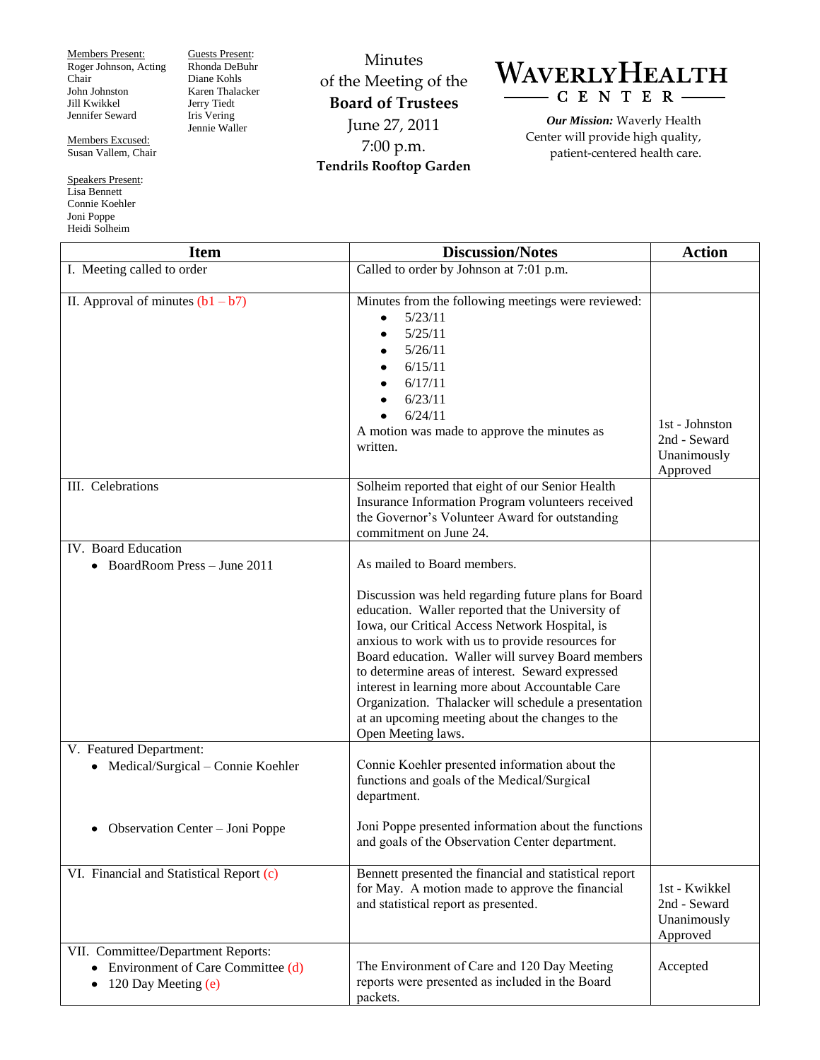Members Present:
Roger Johnson, Acting Chair
John Johnston
Jill Kwikkel
Jennifer Seward

Members Excused:
Susan Vallem, Chair

Speakers Present:
Lisa Bennett
Connie Koehler
Joni Poppe
Heidi Solheim

Guests Present:
Rhonda DeBuhr
Diane Kohls
Karen Thalacker
Jerry Tiedt
Iris Vering
Jennie Waller

# Minutes of the Meeting of the **Board of Trustees**

June 27, 2011
7:00 p.m.
**Tendrils Rooftop Garden**

**WAVERLY HEALTH CENTER**

***Our Mission:*** Waverly Health Center will provide high quality, patient-centered health care.

| Item | Discussion/Notes | Action |
|---|---|---|
| I. Meeting called to order | Called to order by Johnson at 7:01 p.m. | |
| II. Approval of minutes (b1 – b7) | Minutes from the following meetings were reviewed:<br>• 5/23/11<br>• 5/25/11<br>• 5/26/11<br>• 6/15/11<br>• 6/17/11<br>• 6/23/11<br>• 6/24/11<br>A motion was made to approve the minutes as written. | 1st - Johnston<br>2nd - Seward<br>Unanimously Approved |
| III. Celebrations | Solheim reported that eight of our Senior Health Insurance Information Program volunteers received the Governor's Volunteer Award for outstanding commitment on June 24. | |
| IV. Board Education<br>• BoardRoom Press – June 2011 | As mailed to Board members.<br><br>Discussion was held regarding future plans for Board education. Waller reported that the University of Iowa, our Critical Access Network Hospital, is anxious to work with us to provide resources for Board education. Waller will survey Board members to determine areas of interest. Seward expressed interest in learning more about Accountable Care Organization. Thalacker will schedule a presentation at an upcoming meeting about the changes to the Open Meeting laws. | |
| V. Featured Department:<br>• Medical/Surgical – Connie Koehler<br><br>• Observation Center – Joni Poppe | Connie Koehler presented information about the functions and goals of the Medical/Surgical department.<br><br>Joni Poppe presented information about the functions and goals of the Observation Center department. | |
| VI. Financial and Statistical Report (c) | Bennett presented the financial and statistical report for May. A motion made to approve the financial and statistical report as presented. | 1st - Kwikkel<br>2nd - Seward<br>Unanimously Approved |
| VII. Committee/Department Reports:<br>• Environment of Care Committee (d)<br>• 120 Day Meeting (e) | The Environment of Care and 120 Day Meeting reports were presented as included in the Board packets. | Accepted |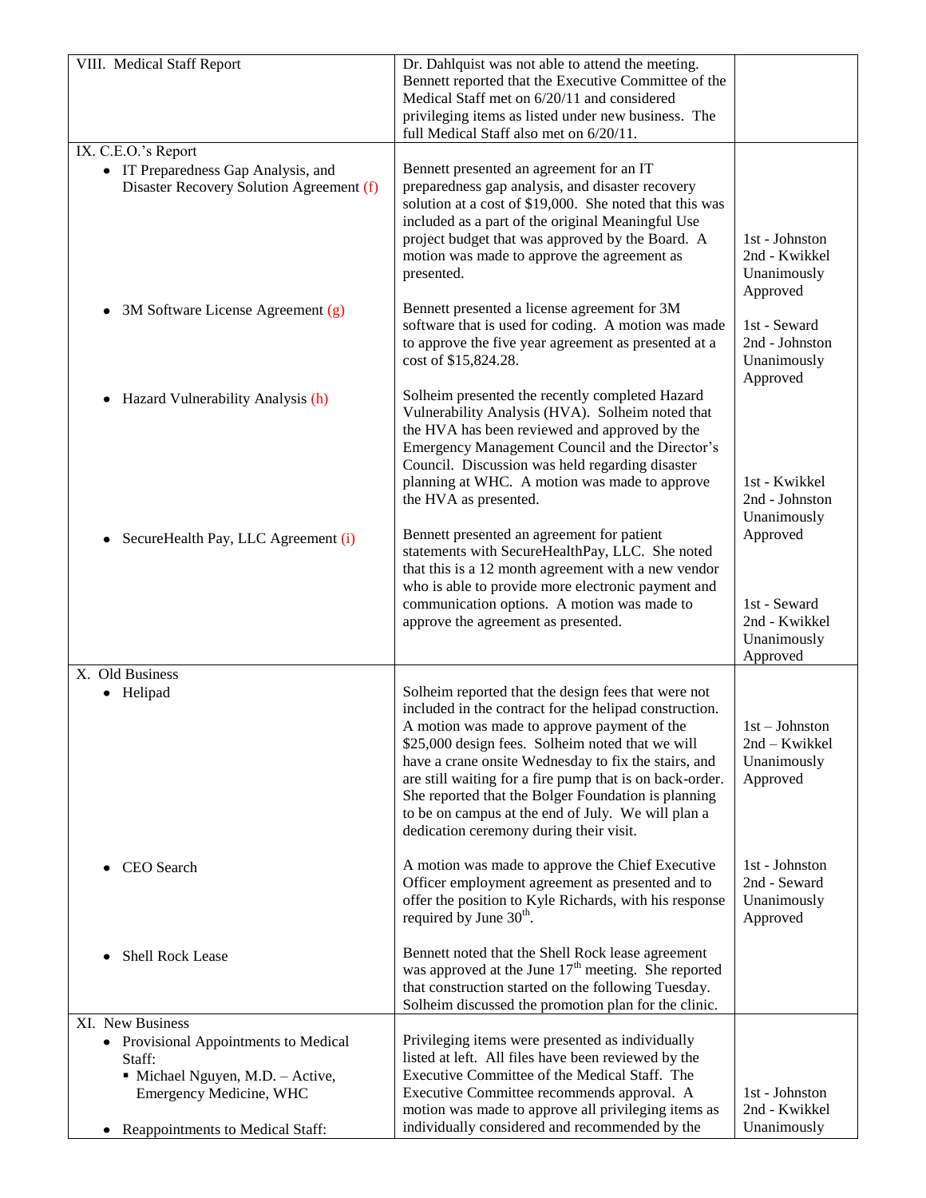| | | |
|---|---|---|
| VIII. Medical Staff Report | Dr. Dahlquist was not able to attend the meeting. Bennett reported that the Executive Committee of the Medical Staff met on 6/20/11 and considered privileging items as listed under new business. The full Medical Staff also met on 6/20/11. | |
| IX. C.E.O.'s Report<br>• IT Preparedness Gap Analysis, and Disaster Recovery Solution Agreement (f) | Bennett presented an agreement for an IT preparedness gap analysis, and disaster recovery solution at a cost of $19,000. She noted that this was included as a part of the original Meaningful Use project budget that was approved by the Board. A motion was made to approve the agreement as presented. | 1st - Johnston<br>2nd - Kwikkel<br>Unanimously Approved |
| • 3M Software License Agreement (g) | Bennett presented a license agreement for 3M software that is used for coding. A motion was made to approve the five year agreement as presented at a cost of $15,824.28. | 1st - Seward<br>2nd - Johnston<br>Unanimously Approved |
| • Hazard Vulnerability Analysis (h) | Solheim presented the recently completed Hazard Vulnerability Analysis (HVA). Solheim noted that the HVA has been reviewed and approved by the Emergency Management Council and the Director's Council. Discussion was held regarding disaster planning at WHC. A motion was made to approve the HVA as presented. | 1st - Kwikkel<br>2nd - Johnston<br>Unanimously Approved |
| • SecureHealth Pay, LLC Agreement (i) | Bennett presented an agreement for patient statements with SecureHealthPay, LLC. She noted that this is a 12 month agreement with a new vendor who is able to provide more electronic payment and communication options. A motion was made to approve the agreement as presented. | 1st - Seward<br>2nd - Kwikkel<br>Unanimously Approved |
| X. Old Business<br>• Helipad | Solheim reported that the design fees that were not included in the contract for the helipad construction. A motion was made to approve payment of the $25,000 design fees. Solheim noted that we will have a crane onsite Wednesday to fix the stairs, and are still waiting for a fire pump that is on back-order. She reported that the Bolger Foundation is planning to be on campus at the end of July. We will plan a dedication ceremony during their visit. | 1st – Johnston<br>2nd – Kwikkel<br>Unanimously Approved |
| • CEO Search | A motion was made to approve the Chief Executive Officer employment agreement as presented and to offer the position to Kyle Richards, with his response required by June 30th. | 1st - Johnston<br>2nd - Seward<br>Unanimously Approved |
| • Shell Rock Lease | Bennett noted that the Shell Rock lease agreement was approved at the June 17th meeting. She reported that construction started on the following Tuesday. Solheim discussed the promotion plan for the clinic. | |
| XI. New Business<br>• Provisional Appointments to Medical Staff:<br>▪ Michael Nguyen, M.D. – Active, Emergency Medicine, WHC<br>• Reappointments to Medical Staff: | Privileging items were presented as individually listed at left. All files have been reviewed by the Executive Committee of the Medical Staff. The Executive Committee recommends approval. A motion was made to approve all privileging items as individually considered and recommended by the | 1st - Johnston<br>2nd - Kwikkel<br>Unanimously |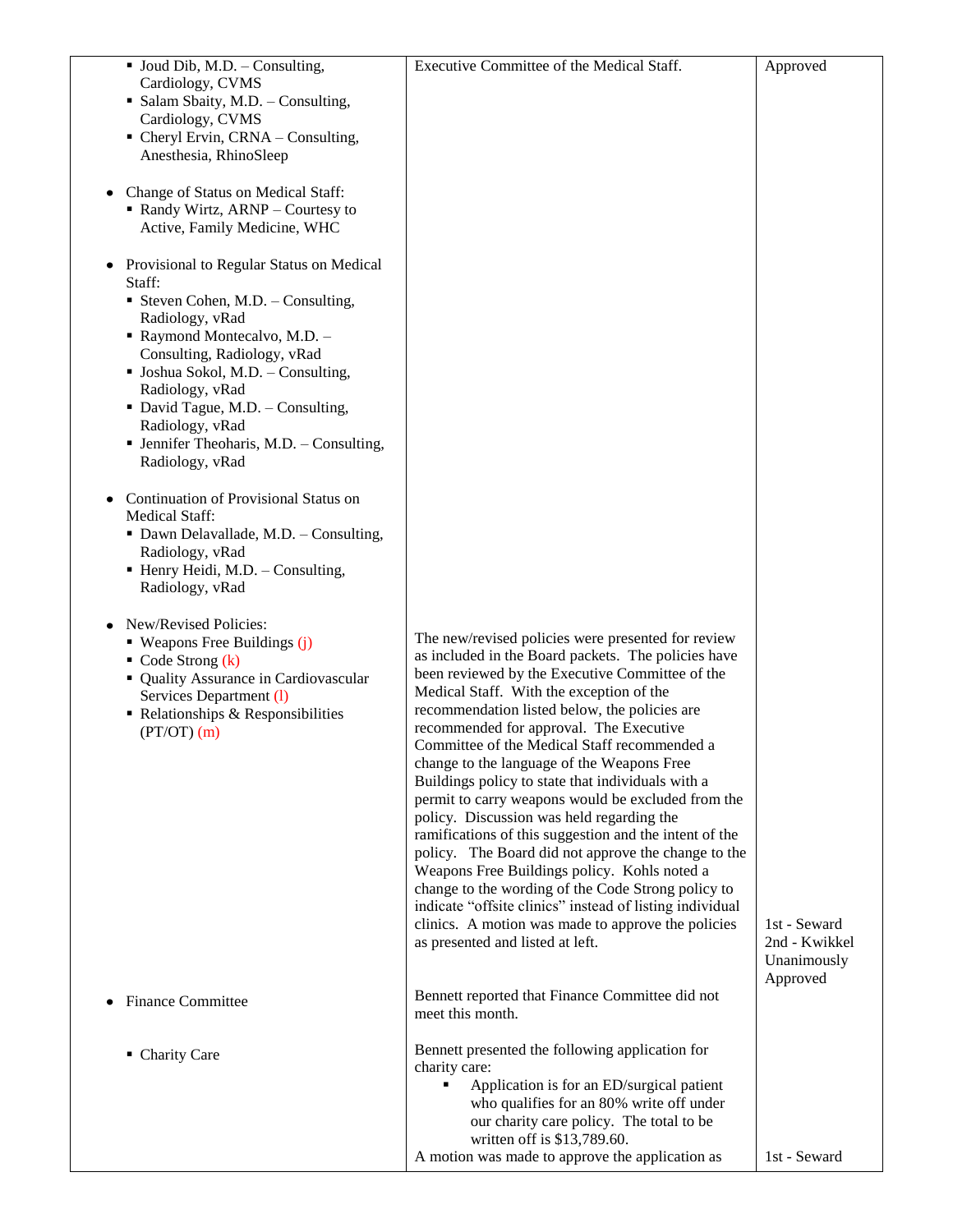| | | |
|---|---|---|
| ▪ Joud Dib, M.D. – Consulting, Cardiology, CVMS<br>▪ Salam Sbaity, M.D. – Consulting, Cardiology, CVMS<br>▪ Cheryl Ervin, CRNA – Consulting, Anesthesia, RhinoSleep<br><br>• Change of Status on Medical Staff:<br>▪ Randy Wirtz, ARNP – Courtesy to Active, Family Medicine, WHC<br><br>• Provisional to Regular Status on Medical Staff:<br>▪ Steven Cohen, M.D. – Consulting, Radiology, vRad<br>▪ Raymond Montecalvo, M.D. – Consulting, Radiology, vRad<br>▪ Joshua Sokol, M.D. – Consulting, Radiology, vRad<br>▪ David Tague, M.D. – Consulting, Radiology, vRad<br>▪ Jennifer Theoharis, M.D. – Consulting, Radiology, vRad<br><br>• Continuation of Provisional Status on Medical Staff:<br>▪ Dawn Delavallade, M.D. – Consulting, Radiology, vRad<br>▪ Henry Heidi, M.D. – Consulting, Radiology, vRad | Executive Committee of the Medical Staff. | Approved |
| • New/Revised Policies:<br>▪ Weapons Free Buildings (j)<br>▪ Code Strong (k)<br>▪ Quality Assurance in Cardiovascular Services Department (l)<br>▪ Relationships & Responsibilities (PT/OT) (m) | The new/revised policies were presented for review as included in the Board packets. The policies have been reviewed by the Executive Committee of the Medical Staff. With the exception of the recommendation listed below, the policies are recommended for approval. The Executive Committee of the Medical Staff recommended a change to the language of the Weapons Free Buildings policy to state that individuals with a permit to carry weapons would be excluded from the policy. Discussion was held regarding the ramifications of this suggestion and the intent of the policy. The Board did not approve the change to the Weapons Free Buildings policy. Kohls noted a change to the wording of the Code Strong policy to indicate "offsite clinics" instead of listing individual clinics. A motion was made to approve the policies as presented and listed at left. | 1st - Seward<br>2nd - Kwikkel<br>Unanimously Approved |
| • Finance Committee | Bennett reported that Finance Committee did not meet this month. | |
| ▪ Charity Care | Bennett presented the following application for charity care:<br>▪ Application is for an ED/surgical patient who qualifies for an 80% write off under our charity care policy. The total to be written off is $13,789.60.<br>A motion was made to approve the application as | 1st - Seward |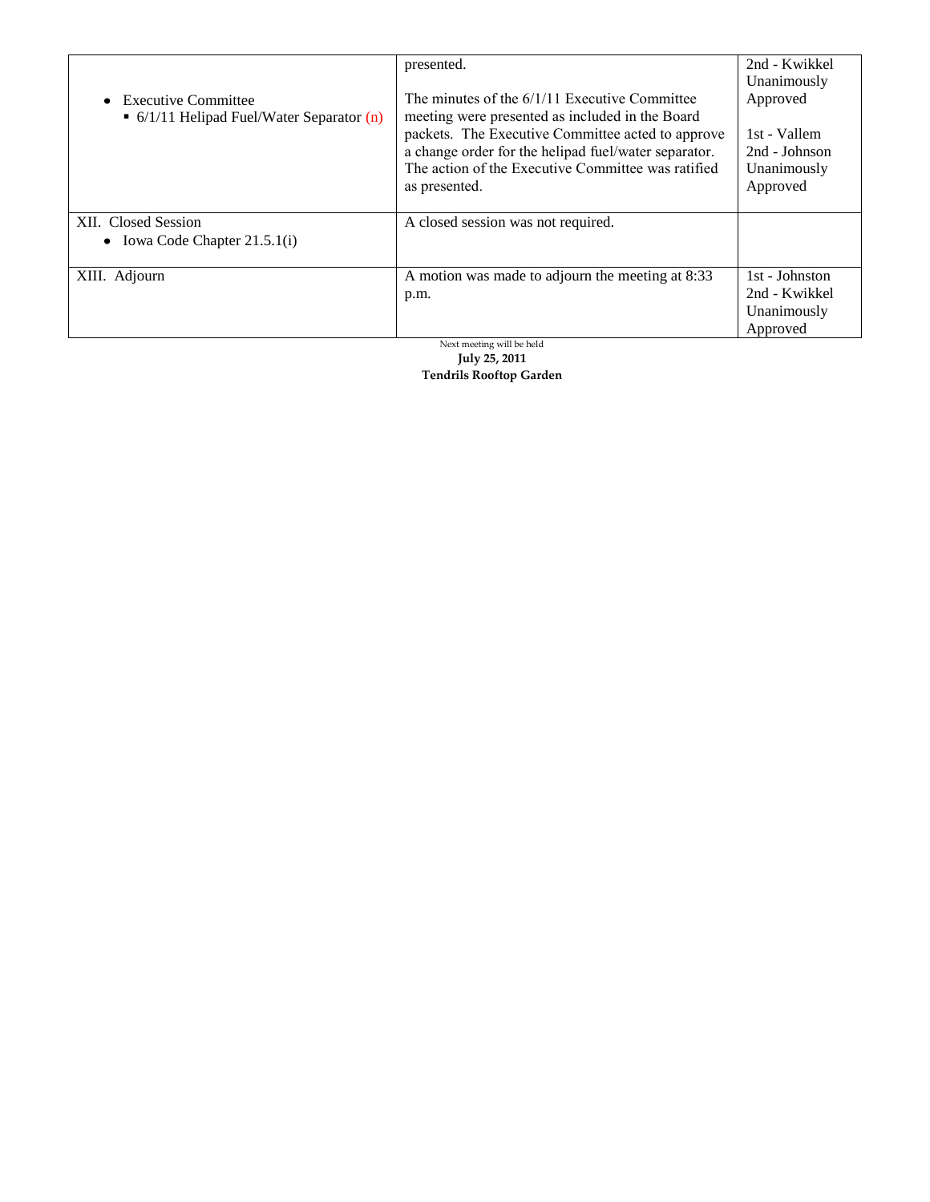| | | |
|---|---|---|
| | presented. | 2nd - Kwikkel<br>Unanimously Approved |
| • Executive Committee<br>▪ 6/1/11 Helipad Fuel/Water Separator (n) | The minutes of the 6/1/11 Executive Committee meeting were presented as included in the Board packets. The Executive Committee acted to approve a change order for the helipad fuel/water separator. The action of the Executive Committee was ratified as presented. | 1st - Vallem<br>2nd - Johnson<br>Unanimously Approved |
| XII. Closed Session<br>• Iowa Code Chapter 21.5.1(i) | A closed session was not required. | |
| XIII. Adjourn | A motion was made to adjourn the meeting at 8:33 p.m. | 1st - Johnston<br>2nd - Kwikkel<br>Unanimously Approved |

Next meeting will be held
**July 25, 2011**
**Tendrils Rooftop Garden**